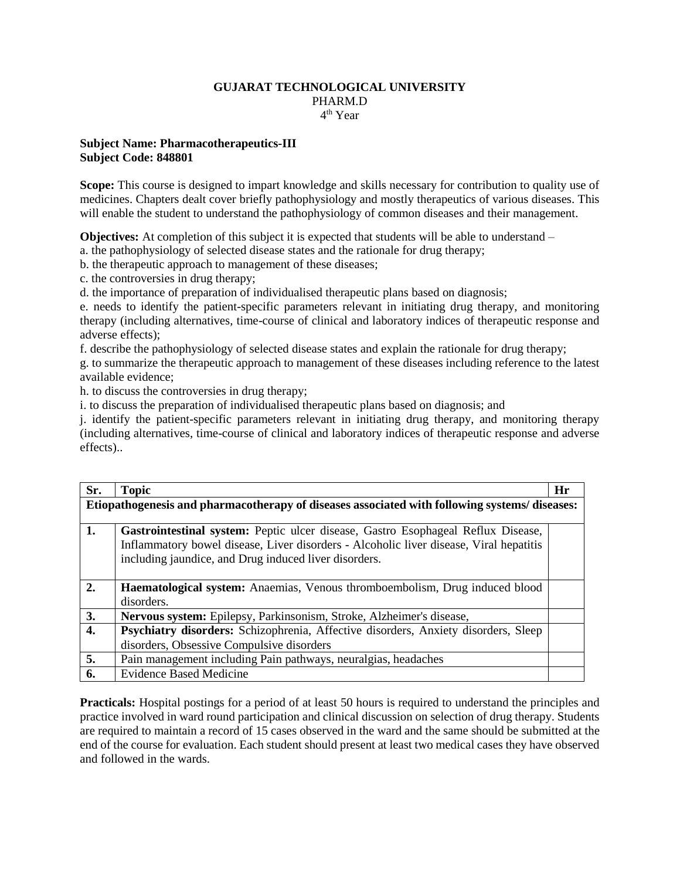**GUJARAT TECHNOLOGICAL UNIVERSITY**
PHARM.D
4th Year

**Subject Name: Pharmacotherapeutics-III**
**Subject Code: 848801**

**Scope:** This course is designed to impart knowledge and skills necessary for contribution to quality use of medicines. Chapters dealt cover briefly pathophysiology and mostly therapeutics of various diseases. This will enable the student to understand the pathophysiology of common diseases and their management.

**Objectives:** At completion of this subject it is expected that students will be able to understand –

a. the pathophysiology of selected disease states and the rationale for drug therapy;
b. the therapeutic approach to management of these diseases;
c. the controversies in drug therapy;
d. the importance of preparation of individualised therapeutic plans based on diagnosis;
e. needs to identify the patient-specific parameters relevant in initiating drug therapy, and monitoring therapy (including alternatives, time-course of clinical and laboratory indices of therapeutic response and adverse effects);
f. describe the pathophysiology of selected disease states and explain the rationale for drug therapy;
g. to summarize the therapeutic approach to management of these diseases including reference to the latest available evidence;
h. to discuss the controversies in drug therapy;
i. to discuss the preparation of individualised therapeutic plans based on diagnosis; and
j. identify the patient-specific parameters relevant in initiating drug therapy, and monitoring therapy (including alternatives, time-course of clinical and laboratory indices of therapeutic response and adverse effects)..

| Sr. | Topic | Hr |
|---|---|---|
| **Etiopathogenesis and pharmacotherapy of diseases associated with following systems/ diseases:** | | |
| **1.** | **Gastrointestinal system:** Peptic ulcer disease, Gastro Esophageal Reflux Disease, Inflammatory bowel disease, Liver disorders - Alcoholic liver disease, Viral hepatitis including jaundice, and Drug induced liver disorders. | |
| **2.** | **Haematological system:** Anaemias, Venous thromboembolism, Drug induced blood disorders. | |
| **3.** | **Nervous system:** Epilepsy, Parkinsonism, Stroke, Alzheimer's disease, | |
| **4.** | **Psychiatry disorders:** Schizophrenia, Affective disorders, Anxiety disorders, Sleep disorders, Obsessive Compulsive disorders | |
| **5.** | Pain management including Pain pathways, neuralgias, headaches | |
| **6.** | Evidence Based Medicine | |

**Practicals:** Hospital postings for a period of at least 50 hours is required to understand the principles and practice involved in ward round participation and clinical discussion on selection of drug therapy. Students are required to maintain a record of 15 cases observed in the ward and the same should be submitted at the end of the course for evaluation. Each student should present at least two medical cases they have observed and followed in the wards.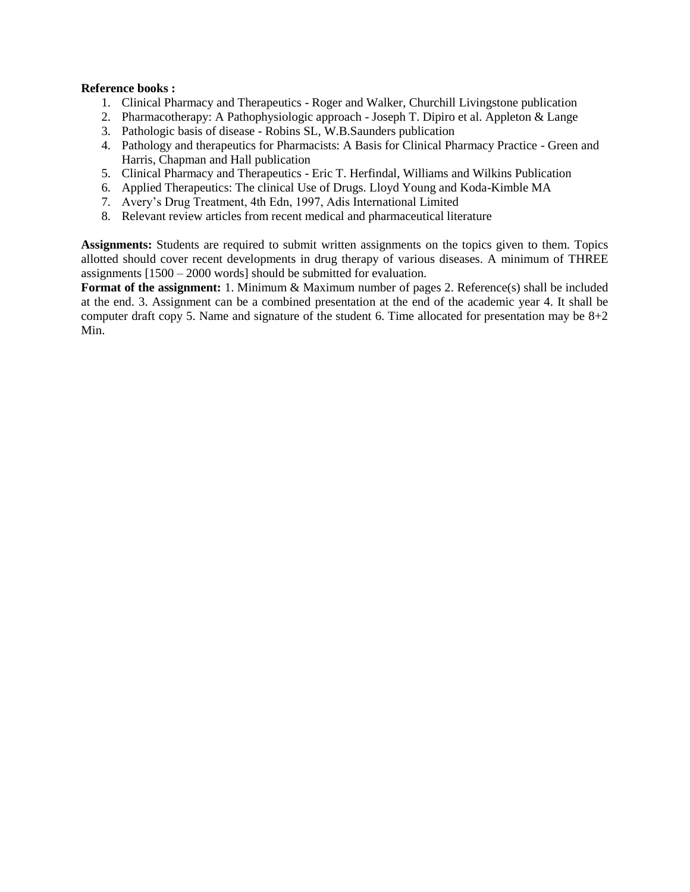**Reference books :**

1. Clinical Pharmacy and Therapeutics - Roger and Walker, Churchill Livingstone publication
2. Pharmacotherapy: A Pathophysiologic approach - Joseph T. Dipiro et al. Appleton & Lange
3. Pathologic basis of disease - Robins SL, W.B.Saunders publication
4. Pathology and therapeutics for Pharmacists: A Basis for Clinical Pharmacy Practice - Green and Harris, Chapman and Hall publication
5. Clinical Pharmacy and Therapeutics - Eric T. Herfindal, Williams and Wilkins Publication
6. Applied Therapeutics: The clinical Use of Drugs. Lloyd Young and Koda-Kimble MA
7. Avery's Drug Treatment, 4th Edn, 1997, Adis International Limited
8. Relevant review articles from recent medical and pharmaceutical literature

**Assignments:** Students are required to submit written assignments on the topics given to them. Topics allotted should cover recent developments in drug therapy of various diseases. A minimum of THREE assignments [1500 – 2000 words] should be submitted for evaluation.

**Format of the assignment:** 1. Minimum & Maximum number of pages 2. Reference(s) shall be included at the end. 3. Assignment can be a combined presentation at the end of the academic year 4. It shall be computer draft copy 5. Name and signature of the student 6. Time allocated for presentation may be 8+2 Min.